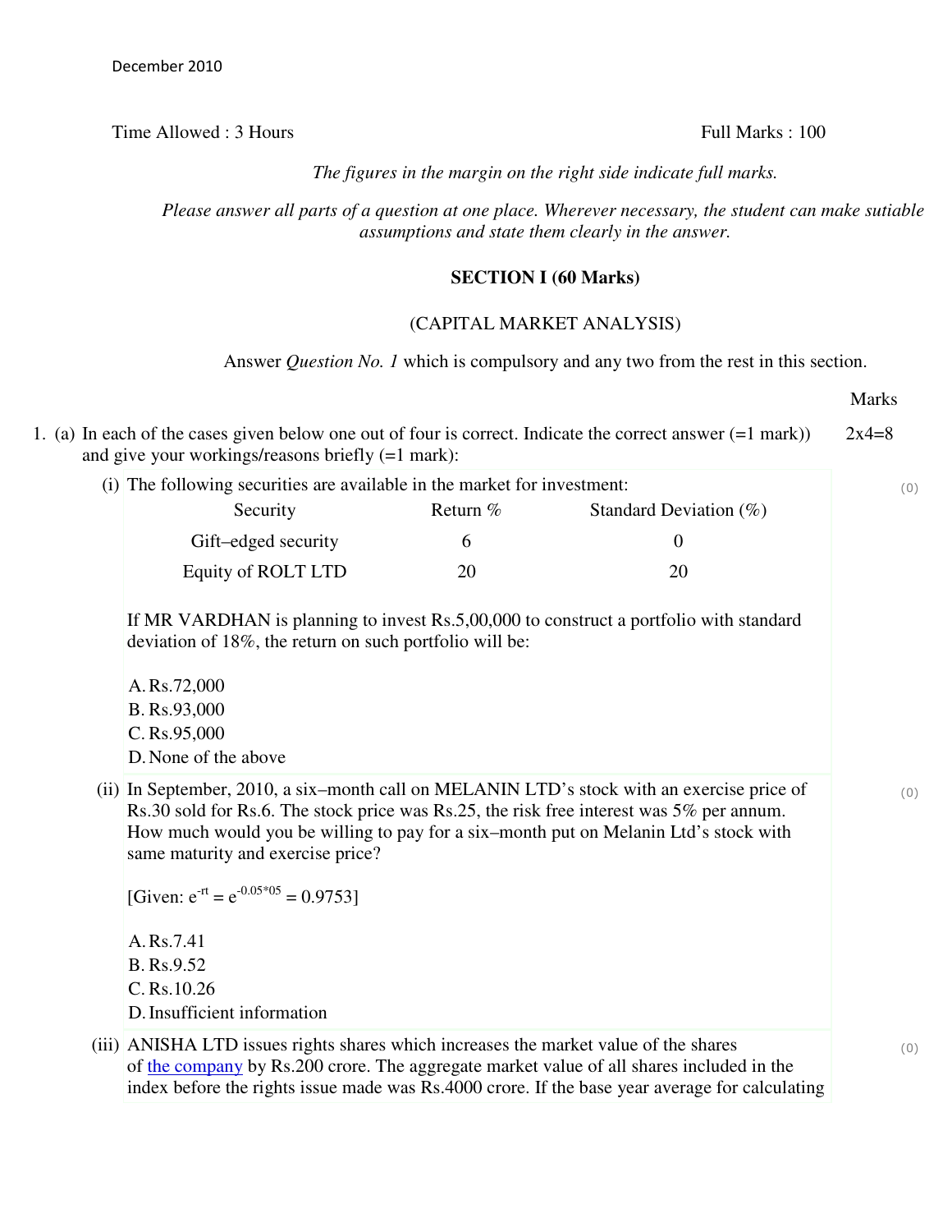December 2010

Time Allowed : 3 Hours Full Marks : 100

*The figures in the margin on the right side indicate full marks.*

*Please answer all parts of a question at one place. Wherever necessary, the student can make sutiable assumptions and state them clearly in the answer.*

## SECTION I (60 Marks)

### (CAPITAL MARKET ANALYSIS)

Answer *Question No. 1* which is compulsory and any two from the rest in this section.

Marks

1. (a) In each of the cases given below one out of four is correct. Indicate the correct answer (=1 mark)) and give your workings/reasons briefly (=1 mark): 2x4=8

(i) The following securities are available in the market for investment: (0)

| Security | Return % | Standard Deviation (%) |
|---|---|---|
| Gift–edged security | 6 | 0 |
| Equity of ROLT LTD | 20 | 20 |

If MR VARDHAN is planning to invest Rs.5,00,000 to construct a portfolio with standard deviation of 18%, the return on such portfolio will be:

A. Rs.72,000
B. Rs.93,000
C. Rs.95,000
D. None of the above

(ii) In September, 2010, a six–month call on MELANIN LTD's stock with an exercise price of Rs.30 sold for Rs.6. The stock price was Rs.25, the risk free interest was 5% per annum. How much would you be willing to pay for a six–month put on Melanin Ltd's stock with same maturity and exercise price? (0)

[Given: $e^{-rt} = e^{-0.05*05} = 0.9753$]

A. Rs.7.41
B. Rs.9.52
C. Rs.10.26
D. Insufficient information

(iii) ANISHA LTD issues rights shares which increases the market value of the shares of the company by Rs.200 crore. The aggregate market value of all shares included in the index before the rights issue made was Rs.4000 crore. If the base year average for calculating (0)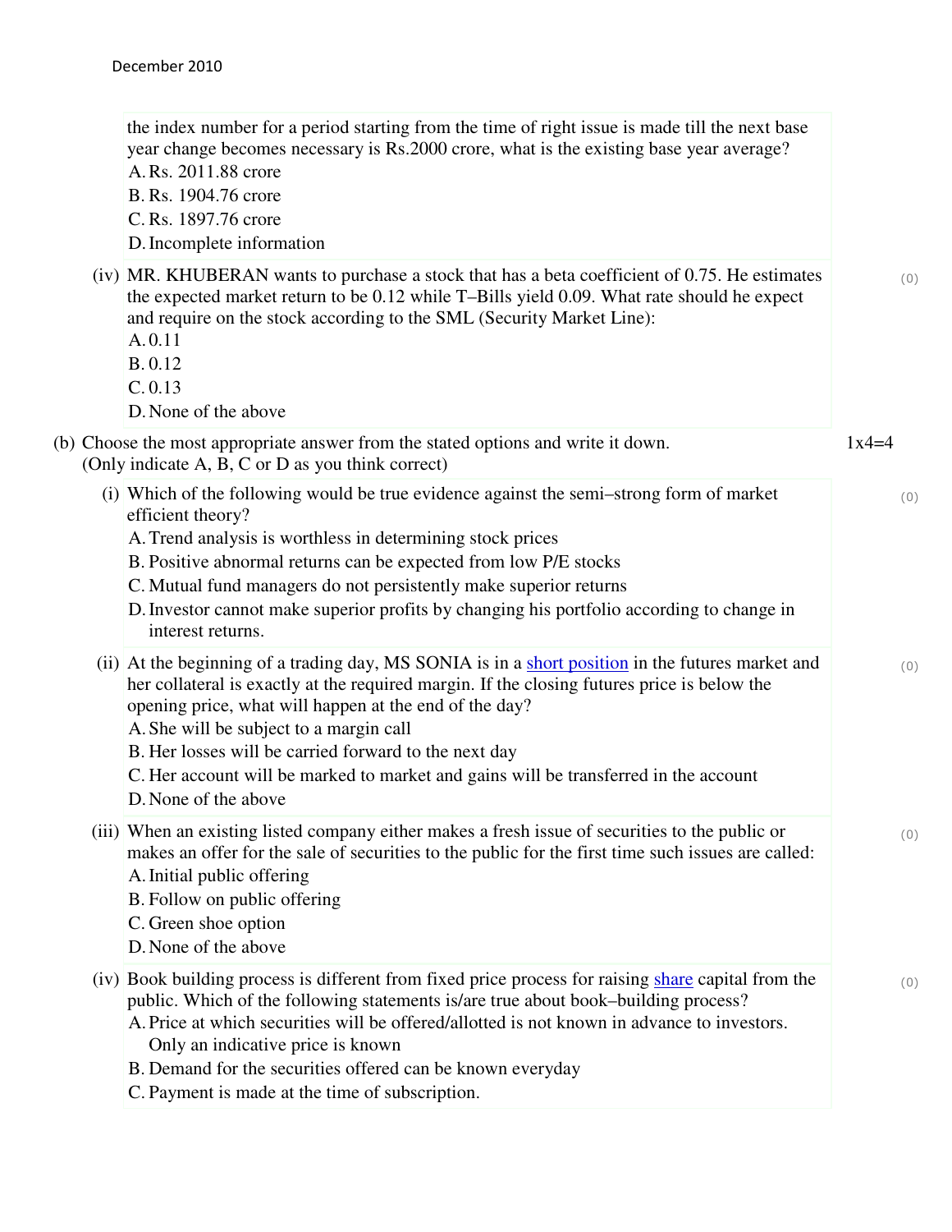the index number for a period starting from the time of right issue is made till the next base year change becomes necessary is Rs.2000 crore, what is the existing base year average?

A. Rs. 2011.88 crore
B. Rs. 1904.76 crore
C. Rs. 1897.76 crore
D. Incomplete information

(iv) MR. KHUBERAN wants to purchase a stock that has a beta coefficient of 0.75. He estimates the expected market return to be 0.12 while T–Bills yield 0.09. What rate should he expect and require on the stock according to the SML (Security Market Line): (0)

A. 0.11
B. 0.12
C. 0.13
D. None of the above

(b) Choose the most appropriate answer from the stated options and write it down. (Only indicate A, B, C or D as you think correct) 1x4=4

(i) Which of the following would be true evidence against the semi–strong form of market efficient theory? (0)

A. Trend analysis is worthless in determining stock prices
B. Positive abnormal returns can be expected from low P/E stocks
C. Mutual fund managers do not persistently make superior returns
D. Investor cannot make superior profits by changing his portfolio according to change in interest returns.

(ii) At the beginning of a trading day, MS SONIA is in a short position in the futures market and her collateral is exactly at the required margin. If the closing futures price is below the opening price, what will happen at the end of the day? (0)

A. She will be subject to a margin call
B. Her losses will be carried forward to the next day
C. Her account will be marked to market and gains will be transferred in the account
D. None of the above

(iii) When an existing listed company either makes a fresh issue of securities to the public or makes an offer for the sale of securities to the public for the first time such issues are called: (0)

A. Initial public offering
B. Follow on public offering
C. Green shoe option
D. None of the above

(iv) Book building process is different from fixed price process for raising share capital from the public. Which of the following statements is/are true about book–building process? (0)

A. Price at which securities will be offered/allotted is not known in advance to investors. Only an indicative price is known
B. Demand for the securities offered can be known everyday
C. Payment is made at the time of subscription.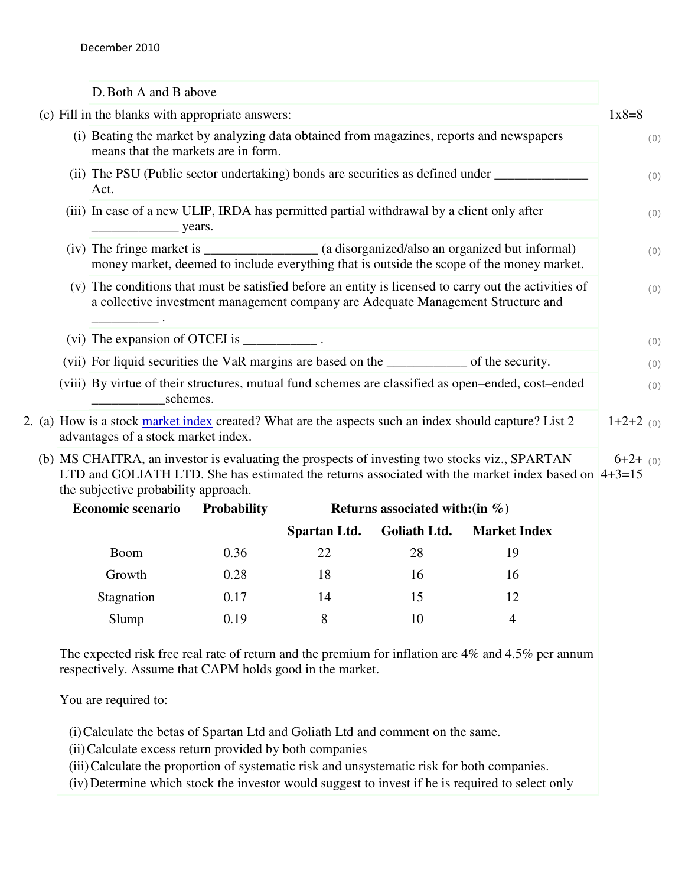D. Both A and B above

(c) Fill in the blanks with appropriate answers: 1x8=8

(i) Beating the market by analyzing data obtained from magazines, reports and newspapers means that the markets are in form. (0)

(ii) The PSU (Public sector undertaking) bonds are securities as defined under ______________ Act. (0)

(iii) In case of a new ULIP, IRDA has permitted partial withdrawal by a client only after _____________ years. (0)

(iv) The fringe market is _________________ (a disorganized/also an organized but informal) money market, deemed to include everything that is outside the scope of the money market. (0)

(v) The conditions that must be satisfied before an entity is licensed to carry out the activities of a collective investment management company are Adequate Management Structure and __________ . (0)

(vi) The expansion of OTCEI is ___________ . (0)

(vii) For liquid securities the VaR margins are based on the ____________ of the security. (0)

(viii) By virtue of their structures, mutual fund schemes are classified as open–ended, cost–ended ___________schemes. (0)

2. (a) How is a stock market index created? What are the aspects such an index should capture? List 2 advantages of a stock market index. 1+2+2 (0)

(b) MS CHAITRA, an investor is evaluating the prospects of investing two stocks viz., SPARTAN LTD and GOLIATH LTD. She has estimated the returns associated with the market index based on the subjective probability approach. 6+2+4+3=15 (0)

| Economic scenario | Probability | Returns associated with:(in %) | | |
|---|---|---|---|---|
| | | Spartan Ltd. | Goliath Ltd. | Market Index |
| Boom | 0.36 | 22 | 28 | 19 |
| Growth | 0.28 | 18 | 16 | 16 |
| Stagnation | 0.17 | 14 | 15 | 12 |
| Slump | 0.19 | 8 | 10 | 4 |

The expected risk free real rate of return and the premium for inflation are 4% and 4.5% per annum respectively. Assume that CAPM holds good in the market.

You are required to:

(i) Calculate the betas of Spartan Ltd and Goliath Ltd and comment on the same.
(ii) Calculate excess return provided by both companies
(iii) Calculate the proportion of systematic risk and unsystematic risk for both companies.
(iv) Determine which stock the investor would suggest to invest if he is required to select only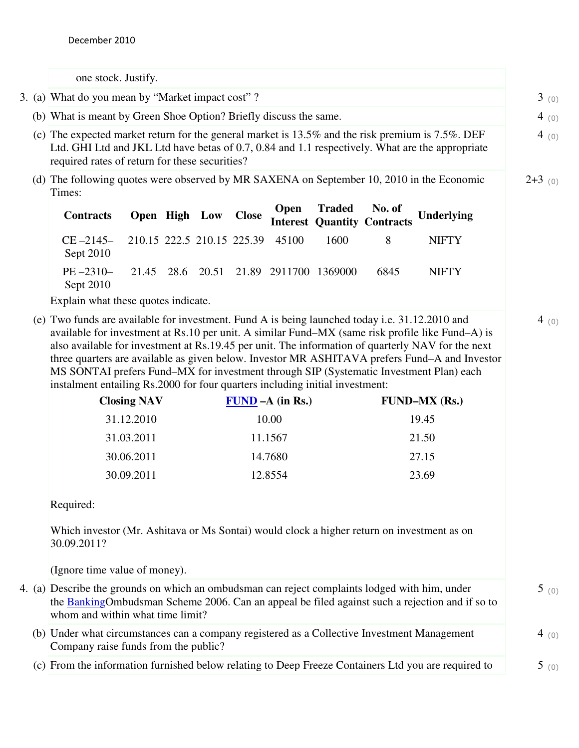one stock. Justify.

3. (a) What do you mean by "Market impact cost" ? 3 (0)

(b) What is meant by Green Shoe Option? Briefly discuss the same. 4 (0)

(c) The expected market return for the general market is 13.5% and the risk premium is 7.5%. DEF Ltd. GHI Ltd and JKL Ltd have betas of 0.7, 0.84 and 1.1 respectively. What are the appropriate required rates of return for these securities? 4 (0)

(d) The following quotes were observed by MR SAXENA on September 10, 2010 in the Economic Times: 2+3 (0)

| Contracts | Open | High | Low | Close | Open Interest | Traded Quantity | No. of Contracts | Underlying |
|---|---|---|---|---|---|---|---|---|
| CE –2145– Sept 2010 | 210.15 | 222.5 | 210.15 | 225.39 | 45100 | 1600 | 8 | NIFTY |
| PE –2310– Sept 2010 | 21.45 | 28.6 | 20.51 | 21.89 | 2911700 | 1369000 | 6845 | NIFTY |

Explain what these quotes indicate.

(e) Two funds are available for investment. Fund A is being launched today i.e. 31.12.2010 and available for investment at Rs.10 per unit. A similar Fund–MX (same risk profile like Fund–A) is also available for investment at Rs.19.45 per unit. The information of quarterly NAV for the next three quarters are available as given below. Investor MR ASHITAVA prefers Fund–A and Investor MS SONTAI prefers Fund–MX for investment through SIP (Systematic Investment Plan) each instalment entailing Rs.2000 for four quarters including initial investment: 4 (0)

| Closing NAV | FUND –A (in Rs.) | FUND–MX (Rs.) |
|---|---|---|
| 31.12.2010 | 10.00 | 19.45 |
| 31.03.2011 | 11.1567 | 21.50 |
| 30.06.2011 | 14.7680 | 27.15 |
| 30.09.2011 | 12.8554 | 23.69 |

Required:

Which investor (Mr. Ashitava or Ms Sontai) would clock a higher return on investment as on 30.09.2011?

(Ignore time value of money).

4. (a) Describe the grounds on which an ombudsman can reject complaints lodged with him, under the BankingOmbudsman Scheme 2006. Can an appeal be filed against such a rejection and if so to whom and within what time limit? 5 (0)

(b) Under what circumstances can a company registered as a Collective Investment Management Company raise funds from the public? 4 (0)

(c) From the information furnished below relating to Deep Freeze Containers Ltd you are required to 5 (0)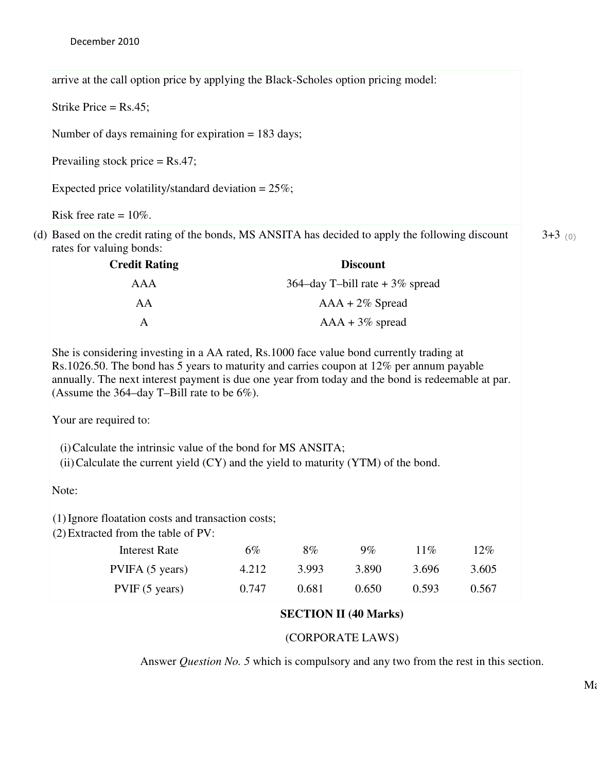arrive at the call option price by applying the Black-Scholes option pricing model:

Strike Price = Rs.45;

Number of days remaining for expiration = 183 days;

Prevailing stock price = Rs.47;

Expected price volatility/standard deviation = 25%;

Risk free rate = 10%.

(d) Based on the credit rating of the bonds, MS ANSITA has decided to apply the following discount rates for valuing bonds: 3+3 (0)

| Credit Rating | Discount |
|---|---|
| AAA | 364–day T–bill rate + 3% spread |
| AA | AAA + 2% Spread |
| A | AAA + 3% spread |

She is considering investing in a AA rated, Rs.1000 face value bond currently trading at Rs.1026.50. The bond has 5 years to maturity and carries coupon at 12% per annum payable annually. The next interest payment is due one year from today and the bond is redeemable at par. (Assume the 364–day T–Bill rate to be 6%).

Your are required to:

(i) Calculate the intrinsic value of the bond for MS ANSITA;
(ii) Calculate the current yield (CY) and the yield to maturity (YTM) of the bond.

Note:

(1) Ignore floatation costs and transaction costs;
(2) Extracted from the table of PV:

| Interest Rate | 6% | 8% | 9% | 11% | 12% |
|---|---|---|---|---|---|
| PVIFA (5 years) | 4.212 | 3.993 | 3.890 | 3.696 | 3.605 |
| PVIF (5 years) | 0.747 | 0.681 | 0.650 | 0.593 | 0.567 |

## SECTION II (40 Marks)

(CORPORATE LAWS)

Answer *Question No. 5* which is compulsory and any two from the rest in this section.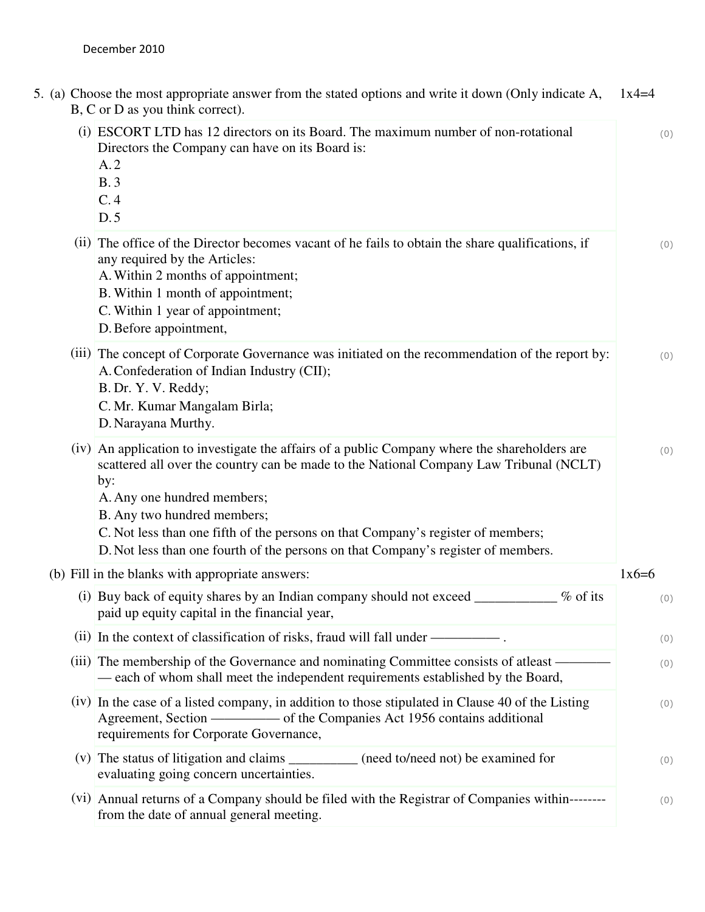December 2010

5. (a) Choose the most appropriate answer from the stated options and write it down (Only indicate A, B, C or D as you think correct). 1x4=4

(i) ESCORT LTD has 12 directors on its Board. The maximum number of non-rotational Directors the Company can have on its Board is: (0)

A. 2
B. 3
C. 4
D. 5

(ii) The office of the Director becomes vacant of he fails to obtain the share qualifications, if any required by the Articles: (0)

A. Within 2 months of appointment;
B. Within 1 month of appointment;
C. Within 1 year of appointment;
D. Before appointment,

(iii) The concept of Corporate Governance was initiated on the recommendation of the report by: (0)

A. Confederation of Indian Industry (CII);
B. Dr. Y. V. Reddy;
C. Mr. Kumar Mangalam Birla;
D. Narayana Murthy.

(iv) An application to investigate the affairs of a public Company where the shareholders are scattered all over the country can be made to the National Company Law Tribunal (NCLT) by: (0)

A. Any one hundred members;
B. Any two hundred members;
C. Not less than one fifth of the persons on that Company's register of members;
D. Not less than one fourth of the persons on that Company's register of members.

(b) Fill in the blanks with appropriate answers: 1x6=6

(i) Buy back of equity shares by an Indian company should not exceed ____________ % of its paid up equity capital in the financial year, (0)

(ii) In the context of classification of risks, fraud will fall under —————— . (0)

(iii) The membership of the Governance and nominating Committee consists of atleast ———————— each of whom shall meet the independent requirements established by the Board, (0)

(iv) In the case of a listed company, in addition to those stipulated in Clause 40 of the Listing Agreement, Section —————— of the Companies Act 1956 contains additional requirements for Corporate Governance, (0)

(v) The status of litigation and claims __________ (need to/need not) be examined for evaluating going concern uncertainties. (0)

(vi) Annual returns of a Company should be filed with the Registrar of Companies within-------- from the date of annual general meeting. (0)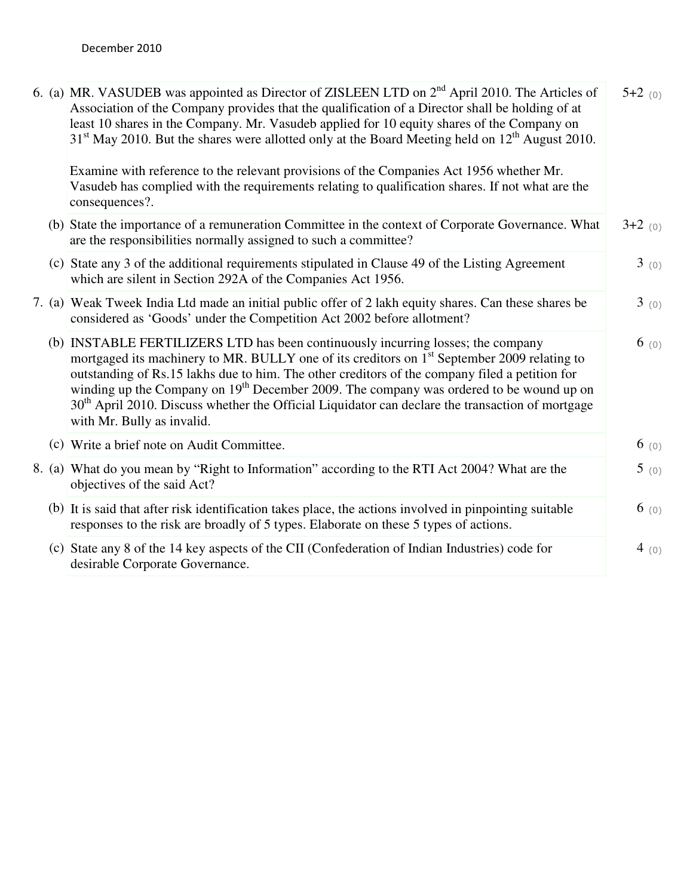December 2010

| | | |
|---|---|---|
| 6. (a) | MR. VASUDEB was appointed as Director of ZISLEEN LTD on 2nd April 2010. The Articles of Association of the Company provides that the qualification of a Director shall be holding of at least 10 shares in the Company. Mr. Vasudeb applied for 10 equity shares of the Company on 31st May 2010. But the shares were allotted only at the Board Meeting held on 12th August 2010. <br><br> Examine with reference to the relevant provisions of the Companies Act 1956 whether Mr. Vasudeb has complied with the requirements relating to qualification shares. If not what are the consequences?. | 5+2 (0) |
| (b) | State the importance of a remuneration Committee in the context of Corporate Governance. What are the responsibilities normally assigned to such a committee? | 3+2 (0) |
| (c) | State any 3 of the additional requirements stipulated in Clause 49 of the Listing Agreement which are silent in Section 292A of the Companies Act 1956. | 3 (0) |
| 7. (a) | Weak Tweek India Ltd made an initial public offer of 2 lakh equity shares. Can these shares be considered as 'Goods' under the Competition Act 2002 before allotment? | 3 (0) |
| (b) | INSTABLE FERTILIZERS LTD has been continuously incurring losses; the company mortgaged its machinery to MR. BULLY one of its creditors on 1st September 2009 relating to outstanding of Rs.15 lakhs due to him. The other creditors of the company filed a petition for winding up the Company on 19th December 2009. The company was ordered to be wound up on 30th April 2010. Discuss whether the Official Liquidator can declare the transaction of mortgage with Mr. Bully as invalid. | 6 (0) |
| (c) | Write a brief note on Audit Committee. | 6 (0) |
| 8. (a) | What do you mean by "Right to Information" according to the RTI Act 2004? What are the objectives of the said Act? | 5 (0) |
| (b) | It is said that after risk identification takes place, the actions involved in pinpointing suitable responses to the risk are broadly of 5 types. Elaborate on these 5 types of actions. | 6 (0) |
| (c) | State any 8 of the 14 key aspects of the CII (Confederation of Indian Industries) code for desirable Corporate Governance. | 4 (0) |